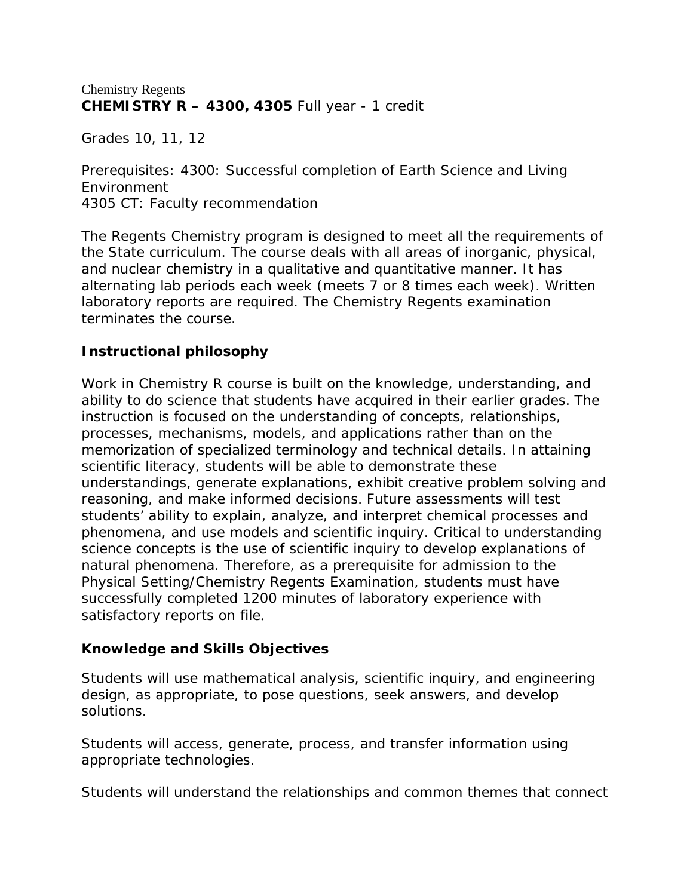Chemistry Regents

**CHEMISTRY R – 4300, 4305** Full year - 1 credit

Grades 10, 11, 12

Prerequisites: 4300: Successful completion of Earth Science and Living Environment
4305 CT: Faculty recommendation

The Regents Chemistry program is designed to meet all the requirements of the State curriculum. The course deals with all areas of inorganic, physical, and nuclear chemistry in a qualitative and quantitative manner. It has alternating lab periods each week (meets 7 or 8 times each week). Written laboratory reports are required. The Chemistry Regents examination terminates the course.

**Instructional philosophy**

Work in Chemistry R course is built on the knowledge, understanding, and ability to do science that students have acquired in their earlier grades. The instruction is focused on the understanding of concepts, relationships, processes, mechanisms, models, and applications rather than on the memorization of specialized terminology and technical details. In attaining scientific literacy, students will be able to demonstrate these understandings, generate explanations, exhibit creative problem solving and reasoning, and make informed decisions. Future assessments will test students' ability to explain, analyze, and interpret chemical processes and phenomena, and use models and scientific inquiry. Critical to understanding science concepts is the use of scientific inquiry to develop explanations of natural phenomena. Therefore, as a prerequisite for admission to the Physical Setting/Chemistry Regents Examination, students must have successfully completed 1200 minutes of laboratory experience with satisfactory reports on file.

**Knowledge and Skills Objectives**

Students will use mathematical analysis, scientific inquiry, and engineering design, as appropriate, to pose questions, seek answers, and develop solutions.

Students will access, generate, process, and transfer information using appropriate technologies.

Students will understand the relationships and common themes that connect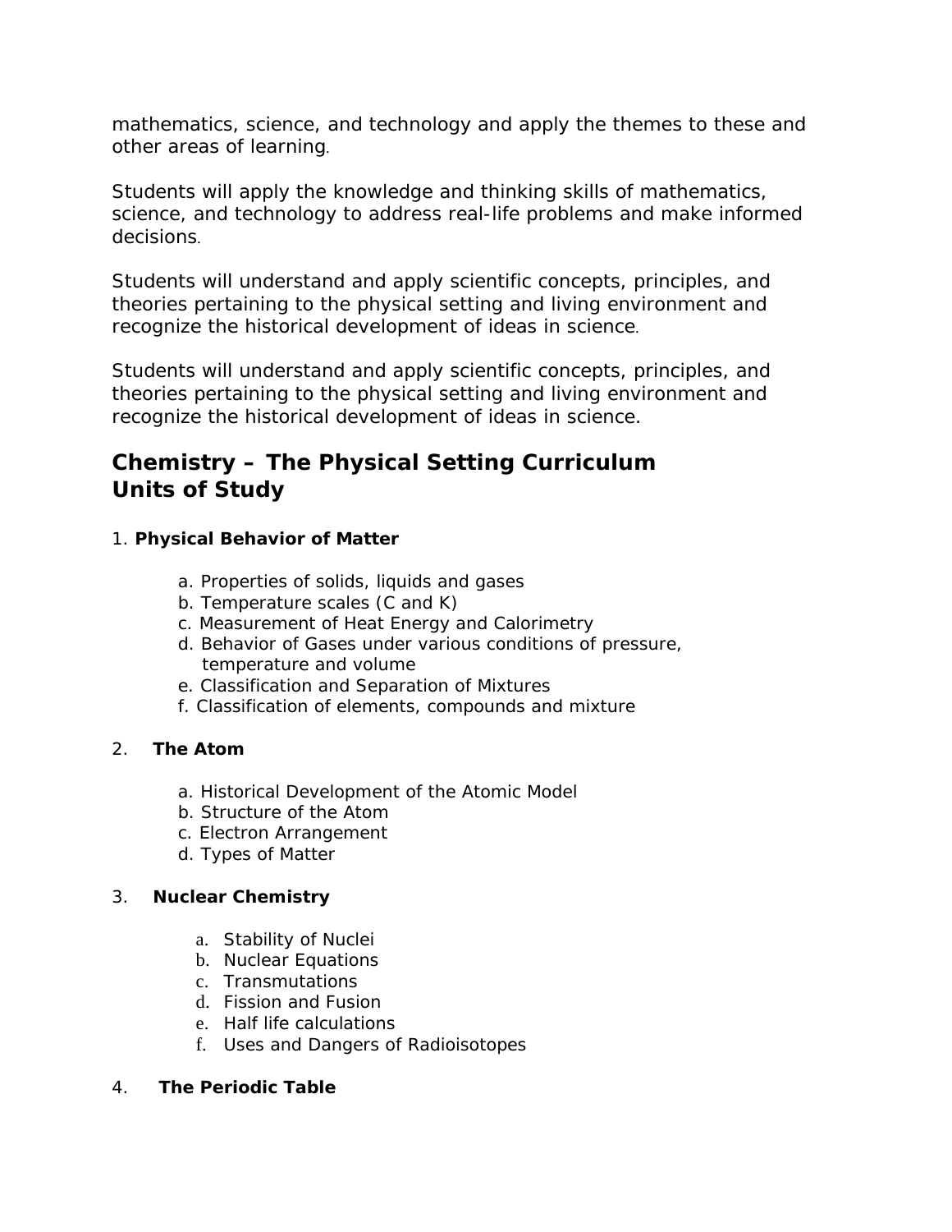mathematics, science, and technology and apply the themes to these and other areas of learning.

Students will apply the knowledge and thinking skills of mathematics, science, and technology to address real-life problems and make informed decisions.

Students will understand and apply scientific concepts, principles, and theories pertaining to the physical setting and living environment and recognize the historical development of ideas in science.

Students will understand and apply scientific concepts, principles, and theories pertaining to the physical setting and living environment and recognize the historical development of ideas in science.

## Chemistry – The Physical Setting Curriculum
## Units of Study

1. **Physical Behavior of Matter**

    a. Properties of solids, liquids and gases
    b. Temperature scales (C and K)
    c. Measurement of Heat Energy and Calorimetry
    d. Behavior of Gases under various conditions of pressure, temperature and volume
    e. Classification and Separation of Mixtures
    f. Classification of elements, compounds and mixture

2. **The Atom**

    a. Historical Development of the Atomic Model
    b. Structure of the Atom
    c. Electron Arrangement
    d. Types of Matter

3. **Nuclear Chemistry**

    a. Stability of Nuclei
    b. Nuclear Equations
    c. Transmutations
    d. Fission and Fusion
    e. Half life calculations
    f. Uses and Dangers of Radioisotopes

4. **The Periodic Table**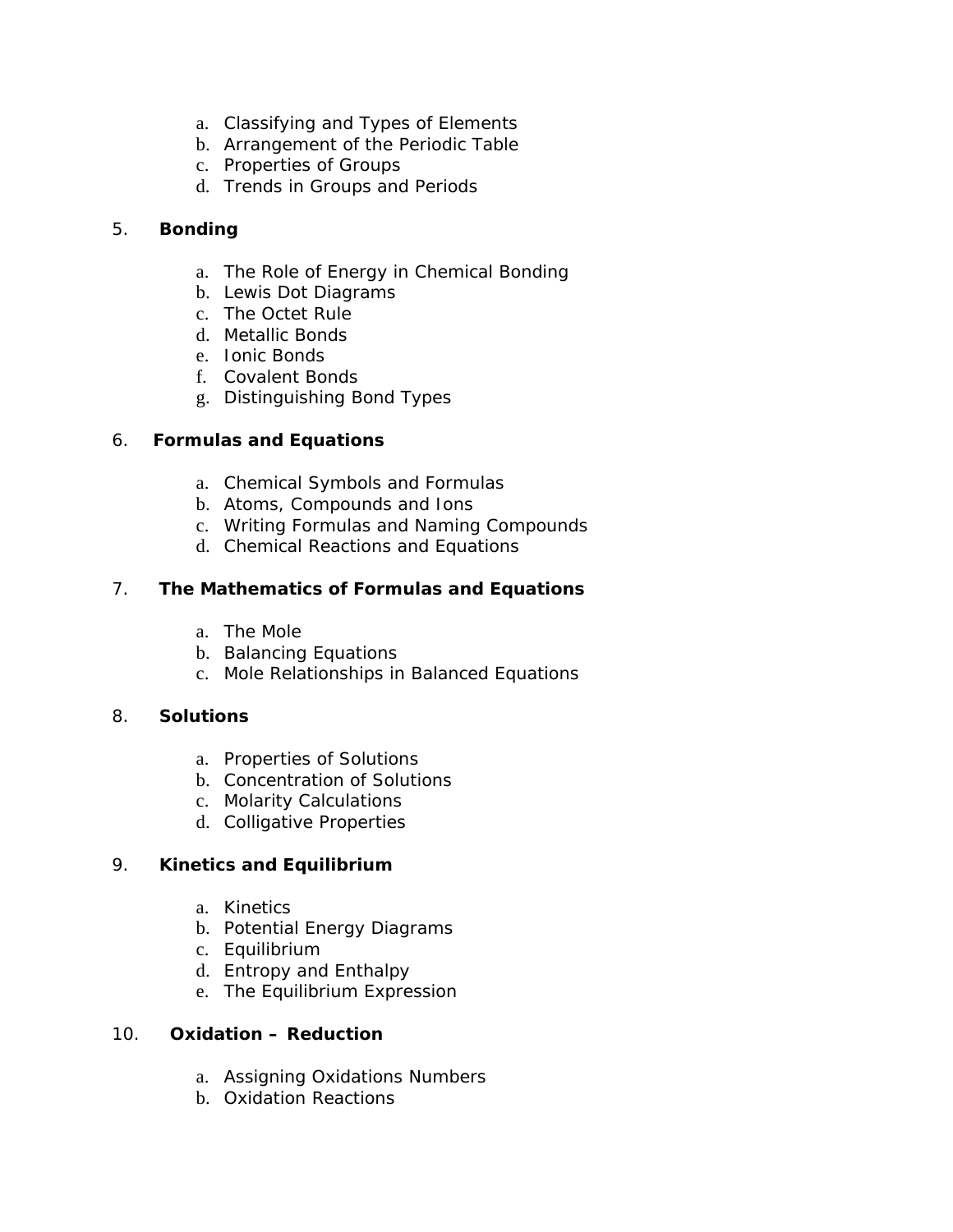a. Classifying and Types of Elements
b. Arrangement of the Periodic Table
c. Properties of Groups
d. Trends in Groups and Periods

5. **Bonding**

   a. The Role of Energy in Chemical Bonding
   b. Lewis Dot Diagrams
   c. The Octet Rule
   d. Metallic Bonds
   e. Ionic Bonds
   f. Covalent Bonds
   g. Distinguishing Bond Types

6. **Formulas and Equations**

   a. Chemical Symbols and Formulas
   b. Atoms, Compounds and Ions
   c. Writing Formulas and Naming Compounds
   d. Chemical Reactions and Equations

7. **The Mathematics of Formulas and Equations**

   a. The Mole
   b. Balancing Equations
   c. Mole Relationships in Balanced Equations

8. **Solutions**

   a. Properties of Solutions
   b. Concentration of Solutions
   c. Molarity Calculations
   d. Colligative Properties

9. **Kinetics and Equilibrium**

   a. Kinetics
   b. Potential Energy Diagrams
   c. Equilibrium
   d. Entropy and Enthalpy
   e. The Equilibrium Expression

10. **Oxidation – Reduction**

   a. Assigning Oxidations Numbers
   b. Oxidation Reactions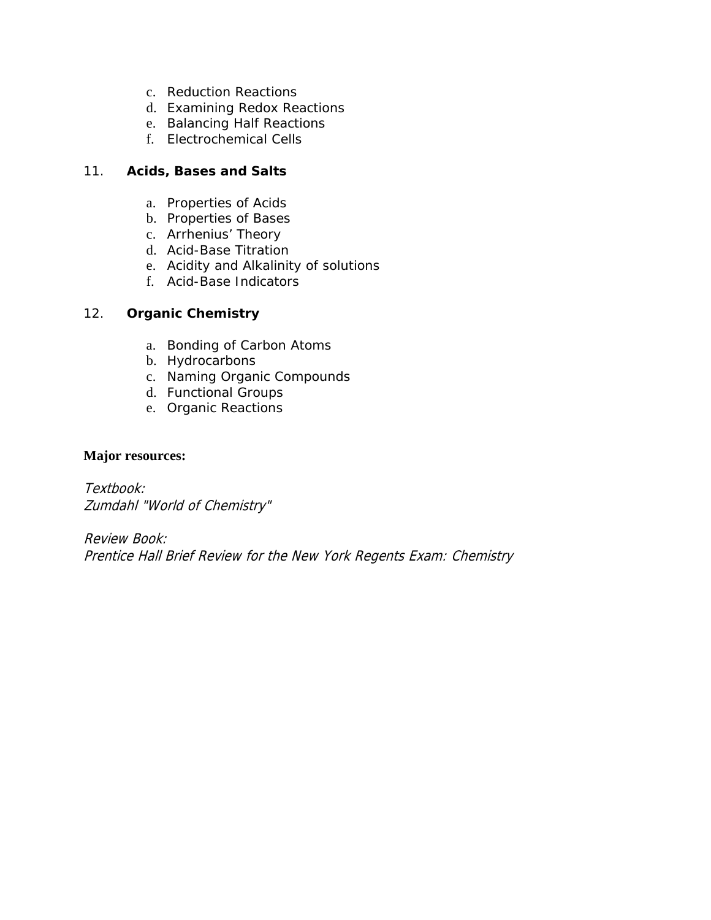c. Reduction Reactions
d. Examining Redox Reactions
e. Balancing Half Reactions
f. Electrochemical Cells

11. **Acids, Bases and Salts**

a. Properties of Acids
b. Properties of Bases
c. Arrhenius' Theory
d. Acid-Base Titration
e. Acidity and Alkalinity of solutions
f. Acid-Base Indicators

12. **Organic Chemistry**

a. Bonding of Carbon Atoms
b. Hydrocarbons
c. Naming Organic Compounds
d. Functional Groups
e. Organic Reactions

**Major resources:**

*Textbook:*
*Zumdahl "World of Chemistry"*

*Review Book:*
*Prentice Hall Brief Review for the New York Regents Exam: Chemistry*